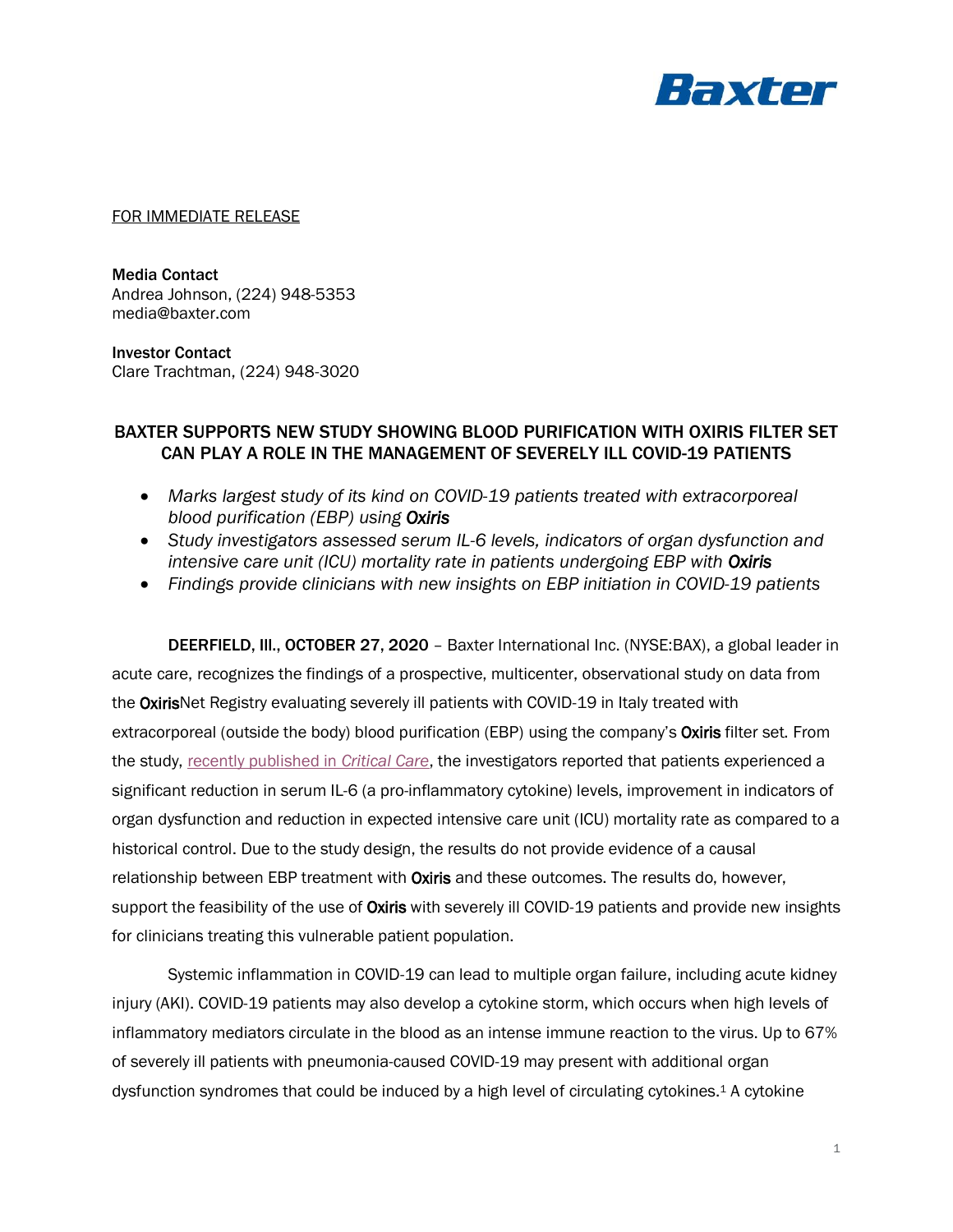FOR IMMEDIATE RELEASE

**Media Contact**
Andrea Johnson, (224) 948-5353
media@baxter.com

**Investor Contact**
Clare Trachtman, (224) 948-3020

## BAXTER SUPPORTS NEW STUDY SHOWING BLOOD PURIFICATION WITH OXIRIS FILTER SET CAN PLAY A ROLE IN THE MANAGEMENT OF SEVERELY ILL COVID-19 PATIENTS

- *Marks largest study of its kind on COVID-19 patients treated with extracorporeal blood purification (EBP) using **Oxiris***
- *Study investigators assessed serum IL-6 levels, indicators of organ dysfunction and intensive care unit (ICU) mortality rate in patients undergoing EBP with **Oxiris***
- *Findings provide clinicians with new insights on EBP initiation in COVID-19 patients*

**DEERFIELD, Ill., OCTOBER 27, 2020** – Baxter International Inc. (NYSE:BAX), a global leader in acute care, recognizes the findings of a prospective, multicenter, observational study on data from the **Oxiris**Net Registry evaluating severely ill patients with COVID-19 in Italy treated with extracorporeal (outside the body) blood purification (EBP) using the company's **Oxiris** filter set. From the study, recently published in *Critical Care*, the investigators reported that patients experienced a significant reduction in serum IL-6 (a pro-inflammatory cytokine) levels, improvement in indicators of organ dysfunction and reduction in expected intensive care unit (ICU) mortality rate as compared to a historical control. Due to the study design, the results do not provide evidence of a causal relationship between EBP treatment with **Oxiris** and these outcomes. The results do, however, support the feasibility of the use of **Oxiris** with severely ill COVID-19 patients and provide new insights for clinicians treating this vulnerable patient population.

Systemic inflammation in COVID-19 can lead to multiple organ failure, including acute kidney injury (AKI). COVID-19 patients may also develop a cytokine storm, which occurs when high levels of inflammatory mediators circulate in the blood as an intense immune reaction to the virus. Up to 67% of severely ill patients with pneumonia-caused COVID-19 may present with additional organ dysfunction syndromes that could be induced by a high level of circulating cytokines.[1] A cytokine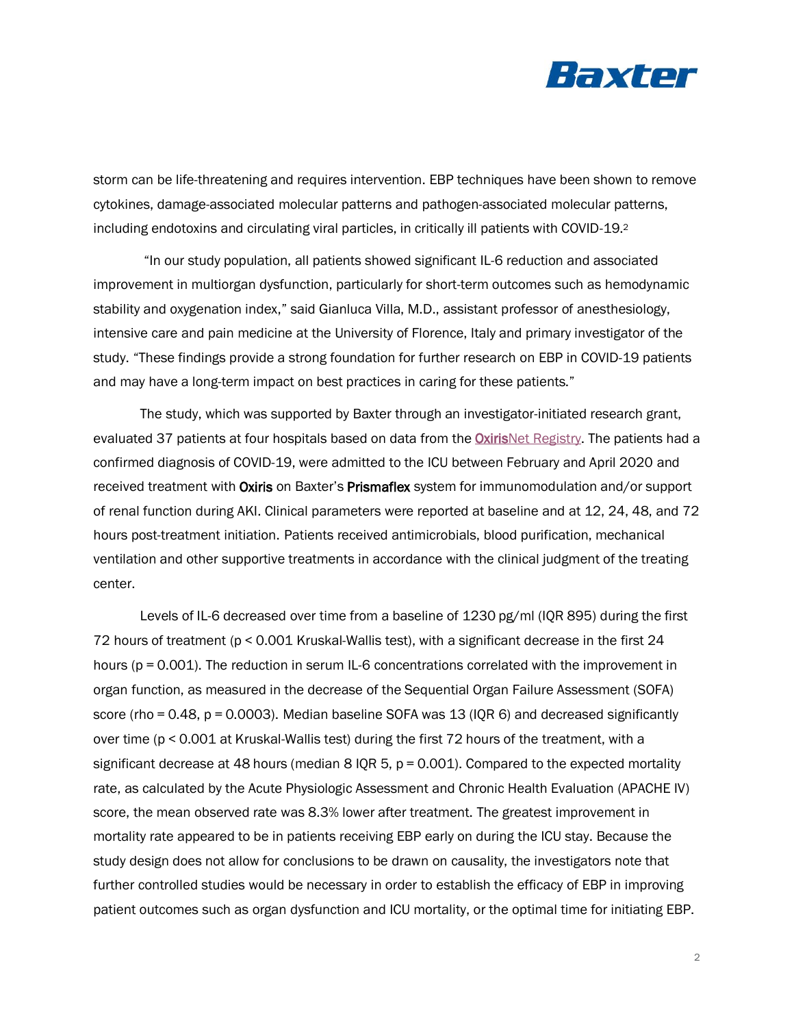storm can be life-threatening and requires intervention. EBP techniques have been shown to remove cytokines, damage-associated molecular patterns and pathogen-associated molecular patterns, including endotoxins and circulating viral particles, in critically ill patients with COVID-19.[2]

"In our study population, all patients showed significant IL-6 reduction and associated improvement in multiorgan dysfunction, particularly for short-term outcomes such as hemodynamic stability and oxygenation index," said Gianluca Villa, M.D., assistant professor of anesthesiology, intensive care and pain medicine at the University of Florence, Italy and primary investigator of the study. "These findings provide a strong foundation for further research on EBP in COVID-19 patients and may have a long-term impact on best practices in caring for these patients."

The study, which was supported by Baxter through an investigator-initiated research grant, evaluated 37 patients at four hospitals based on data from the OxirisNet Registry. The patients had a confirmed diagnosis of COVID-19, were admitted to the ICU between February and April 2020 and received treatment with Oxiris on Baxter's Prismaflex system for immunomodulation and/or support of renal function during AKI. Clinical parameters were reported at baseline and at 12, 24, 48, and 72 hours post-treatment initiation. Patients received antimicrobials, blood purification, mechanical ventilation and other supportive treatments in accordance with the clinical judgment of the treating center.

Levels of IL-6 decreased over time from a baseline of 1230 pg/ml (IQR 895) during the first 72 hours of treatment ($p < 0.001$ Kruskal-Wallis test), with a significant decrease in the first 24 hours ($p = 0.001$). The reduction in serum IL-6 concentrations correlated with the improvement in organ function, as measured in the decrease of the Sequential Organ Failure Assessment (SOFA) score ($\rho = 0.48$, $p = 0.0003$). Median baseline SOFA was 13 (IQR 6) and decreased significantly over time ($p < 0.001$ at Kruskal-Wallis test) during the first 72 hours of the treatment, with a significant decrease at 48 hours (median 8 IQR 5, $p = 0.001$). Compared to the expected mortality rate, as calculated by the Acute Physiologic Assessment and Chronic Health Evaluation (APACHE IV) score, the mean observed rate was 8.3% lower after treatment. The greatest improvement in mortality rate appeared to be in patients receiving EBP early on during the ICU stay. Because the study design does not allow for conclusions to be drawn on causality, the investigators note that further controlled studies would be necessary in order to establish the efficacy of EBP in improving patient outcomes such as organ dysfunction and ICU mortality, or the optimal time for initiating EBP.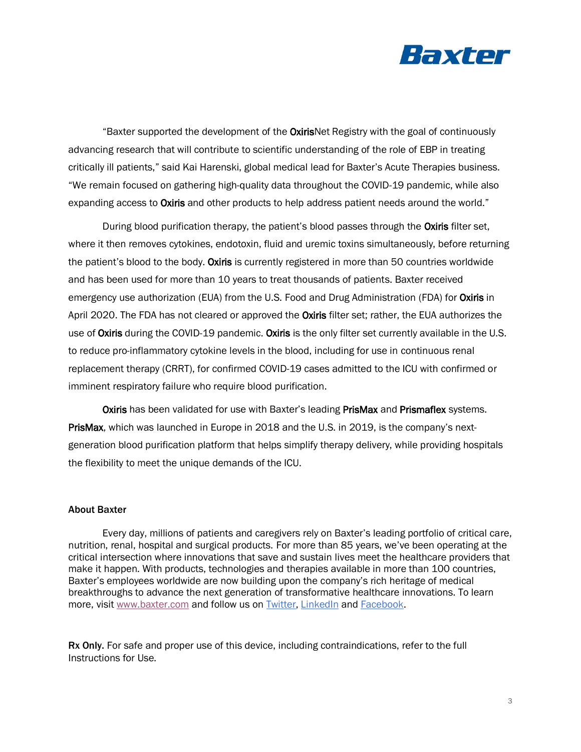"Baxter supported the development of the **Oxiris**Net Registry with the goal of continuously advancing research that will contribute to scientific understanding of the role of EBP in treating critically ill patients," said Kai Harenski, global medical lead for Baxter's Acute Therapies business. "We remain focused on gathering high-quality data throughout the COVID-19 pandemic, while also expanding access to **Oxiris** and other products to help address patient needs around the world."

During blood purification therapy, the patient's blood passes through the **Oxiris** filter set, where it then removes cytokines, endotoxin, fluid and uremic toxins simultaneously, before returning the patient's blood to the body. **Oxiris** is currently registered in more than 50 countries worldwide and has been used for more than 10 years to treat thousands of patients. Baxter received emergency use authorization (EUA) from the U.S. Food and Drug Administration (FDA) for **Oxiris** in April 2020. The FDA has not cleared or approved the **Oxiris** filter set; rather, the EUA authorizes the use of **Oxiris** during the COVID-19 pandemic. **Oxiris** is the only filter set currently available in the U.S. to reduce pro-inflammatory cytokine levels in the blood, including for use in continuous renal replacement therapy (CRRT), for confirmed COVID-19 cases admitted to the ICU with confirmed or imminent respiratory failure who require blood purification.

**Oxiris** has been validated for use with Baxter's leading **PrisMax** and **Prismaflex** systems. **PrisMax**, which was launched in Europe in 2018 and the U.S. in 2019, is the company's next-generation blood purification platform that helps simplify therapy delivery, while providing hospitals the flexibility to meet the unique demands of the ICU.

**About Baxter**

Every day, millions of patients and caregivers rely on Baxter's leading portfolio of critical care, nutrition, renal, hospital and surgical products. For more than 85 years, we've been operating at the critical intersection where innovations that save and sustain lives meet the healthcare providers that make it happen. With products, technologies and therapies available in more than 100 countries, Baxter's employees worldwide are now building upon the company's rich heritage of medical breakthroughs to advance the next generation of transformative healthcare innovations. To learn more, visit www.baxter.com and follow us on Twitter, LinkedIn and Facebook.

**Rx Only.** For safe and proper use of this device, including contraindications, refer to the full Instructions for Use.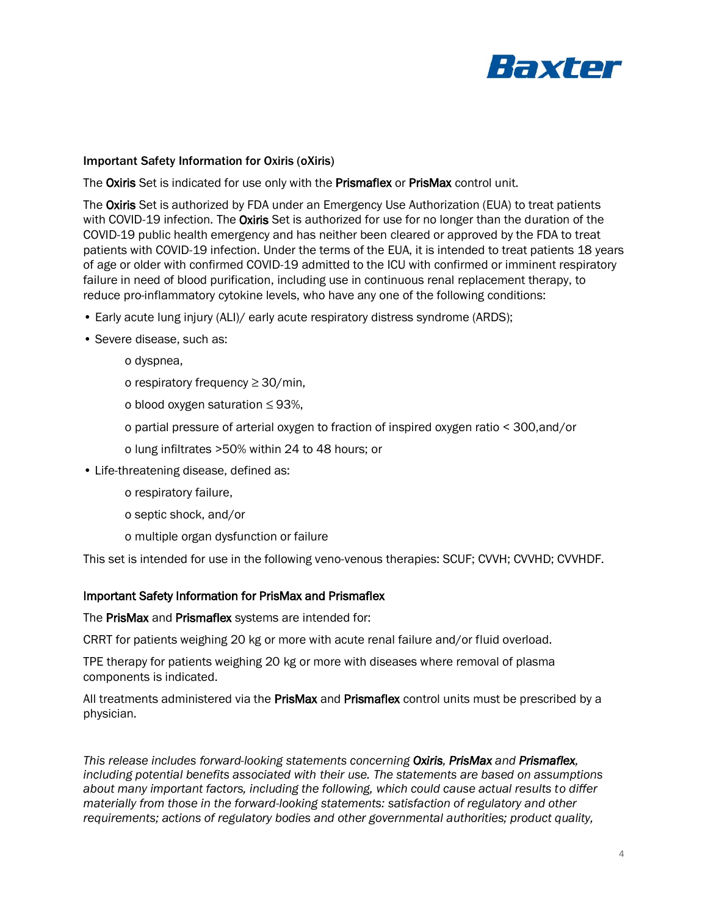### Important Safety Information for Oxiris (oXiris)

The **Oxiris** Set is indicated for use only with the **Prismaflex** or **PrisMax** control unit.

The **Oxiris** Set is authorized by FDA under an Emergency Use Authorization (EUA) to treat patients with COVID-19 infection. The **Oxiris** Set is authorized for use for no longer than the duration of the COVID-19 public health emergency and has neither been cleared or approved by the FDA to treat patients with COVID-19 infection. Under the terms of the EUA, it is intended to treat patients 18 years of age or older with confirmed COVID-19 admitted to the ICU with confirmed or imminent respiratory failure in need of blood purification, including use in continuous renal replacement therapy, to reduce pro-inflammatory cytokine levels, who have any one of the following conditions:

- Early acute lung injury (ALI)/ early acute respiratory distress syndrome (ARDS);
- Severe disease, such as:
  - dyspnea,
  - respiratory frequency ≥ 30/min,
  - blood oxygen saturation ≤ 93%,
  - partial pressure of arterial oxygen to fraction of inspired oxygen ratio < 300,and/or
  - lung infiltrates >50% within 24 to 48 hours; or
- Life-threatening disease, defined as:
  - respiratory failure,
  - septic shock, and/or
  - multiple organ dysfunction or failure

This set is intended for use in the following veno-venous therapies: SCUF; CVVH; CVVHD; CVVHDF.

### Important Safety Information for PrisMax and Prismaflex

The **PrisMax** and **Prismaflex** systems are intended for:

CRRT for patients weighing 20 kg or more with acute renal failure and/or fluid overload.

TPE therapy for patients weighing 20 kg or more with diseases where removal of plasma components is indicated.

All treatments administered via the **PrisMax** and **Prismaflex** control units must be prescribed by a physician.

*This release includes forward-looking statements concerning **Oxiris, PrisMax** and **Prismaflex**, including potential benefits associated with their use. The statements are based on assumptions about many important factors, including the following, which could cause actual results to differ materially from those in the forward-looking statements: satisfaction of regulatory and other requirements; actions of regulatory bodies and other governmental authorities; product quality,*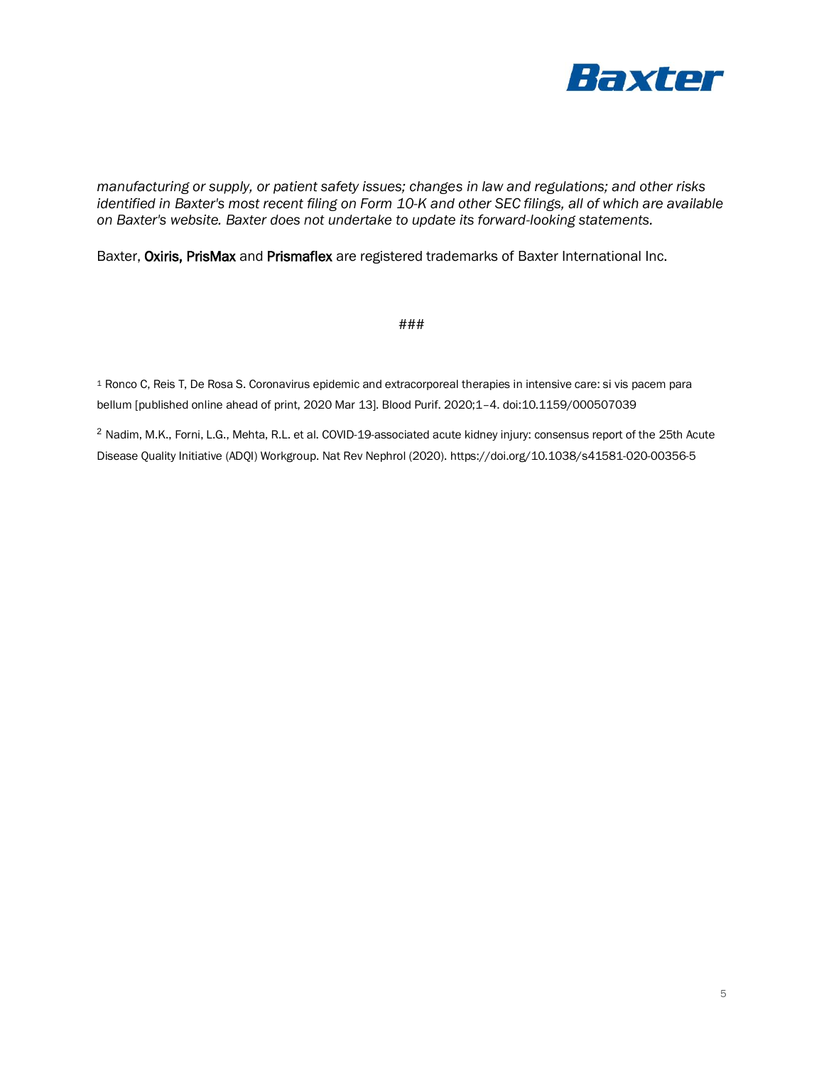*manufacturing or supply, or patient safety issues; changes in law and regulations; and other risks identified in Baxter's most recent filing on Form 10-K and other SEC filings, all of which are available on Baxter's website. Baxter does not undertake to update its forward-looking statements.*

Baxter, **Oxiris, PrisMax** and **Prismaflex** are registered trademarks of Baxter International Inc.

###

[1] Ronco C, Reis T, De Rosa S. Coronavirus epidemic and extracorporeal therapies in intensive care: si vis pacem para bellum [published online ahead of print, 2020 Mar 13]. Blood Purif. 2020;1–4. doi:10.1159/000507039

[2] Nadim, M.K., Forni, L.G., Mehta, R.L. et al. COVID-19-associated acute kidney injury: consensus report of the 25th Acute Disease Quality Initiative (ADQI) Workgroup. Nat Rev Nephrol (2020). https://doi.org/10.1038/s41581-020-00356-5